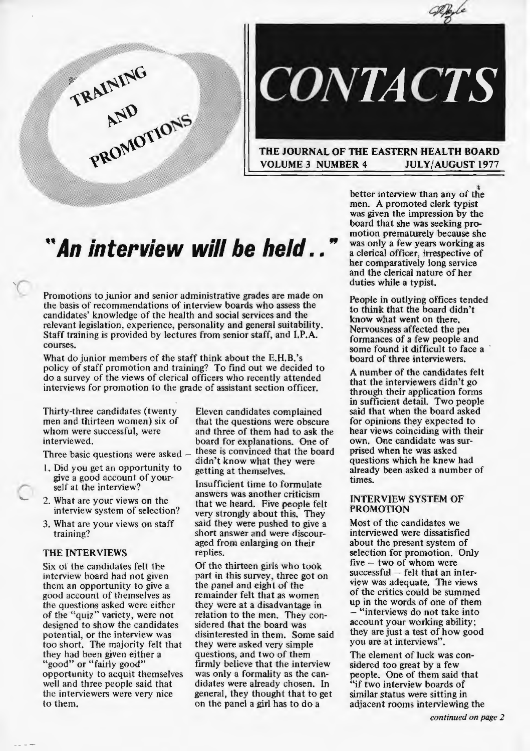# CONTACTS

**THE JOURNAL OF THE EASTERN HEALTH BOARD**
**VOLUME 3 NUMBER 4 JULY/AUGUST 1977**

TRAINING AND PROMOTIONS

## *"An interview will be held.."*

Promotions to junior and senior administrative grades are made on the basis of recommendations of interview boards who assess the candidates' knowledge of the health and social services and the relevant legislation, experience, personality and general suitability. Staff training is provided by lectures from senior staff, and I.P.A. courses.

What do junior members of the staff think about the E.H.B.'s policy of staff promotion and training? To find out we decided to do a survey of the views of clerical officers who recently attended interviews for promotion to the grade of assistant section officer.

Thirty-three candidates (twenty men and thirteen women) six of whom were successful, were interviewed.

Three basic questions were asked –

1. Did you get an opportunity to give a good account of yourself at the interview?
2. What are your views on the interview system of selection?
3. What are your views on staff training?

### THE INTERVIEWS

Six of the candidates felt the interview board had not given them an opportunity to give a good account of themselves as the questions asked were either of the "quiz" variety, were not designed to show the candidates potential, or the interview was too short. The majority felt that they had been given either a "good" or "fairly good" opportunity to acquit themselves well and three people said that the interviewers were very nice to them.

Eleven candidates complained that the questions were obscure and three of them had to ask the board for explanations. One of these is convinced that the board didn't know what they were getting at themselves.

Insufficient time to formulate answers was another criticism that we heard. Five people felt very strongly about this. They said they were pushed to give a short answer and were discouraged from enlarging on their replies.

Of the thirteen girls who took part in this survey, three got on the panel and eight of the remainder felt that as women they were at a disadvantage in relation to the men. They considered that the board was disinterested in them. Some said they were asked very simple questions, and two of them firmly believe that the interview was only a formality as the candidates were already chosen. In general, they thought that to get on the panel a girl has to do a better interview than any of the men. A promoted clerk typist was given the impression by the board that she was seeking promotion prematurely because she was only a few years working as a clerical officer, irrespective of her comparatively long service and the clerical nature of her duties while a typist.

People in outlying offices tended to think that the board didn't know what went on there. Nervousness affected the performances of a few people and some found it difficult to face a board of three interviewers.

A number of the candidates felt that the interviewers didn't go through their application forms in sufficient detail. Two people said that when the board asked for opinions they expected to hear views coinciding with their own. One candidate was surprised when he was asked questions which he knew had already been asked a number of times.

### INTERVIEW SYSTEM OF PROMOTION

Most of the candidates we interviewed were dissatisfied about the present system of selection for promotion. Only five – two of whom were successful – felt that an interview was adequate. The views of the critics could be summed up in the words of one of them – "interviews do not take into account your working ability; they are just a test of how good you are at interviews".

The element of luck was considered too great by a few people. One of them said that "if two interview boards of similar status were sitting in adjacent rooms interviewing the

*continued on page 2*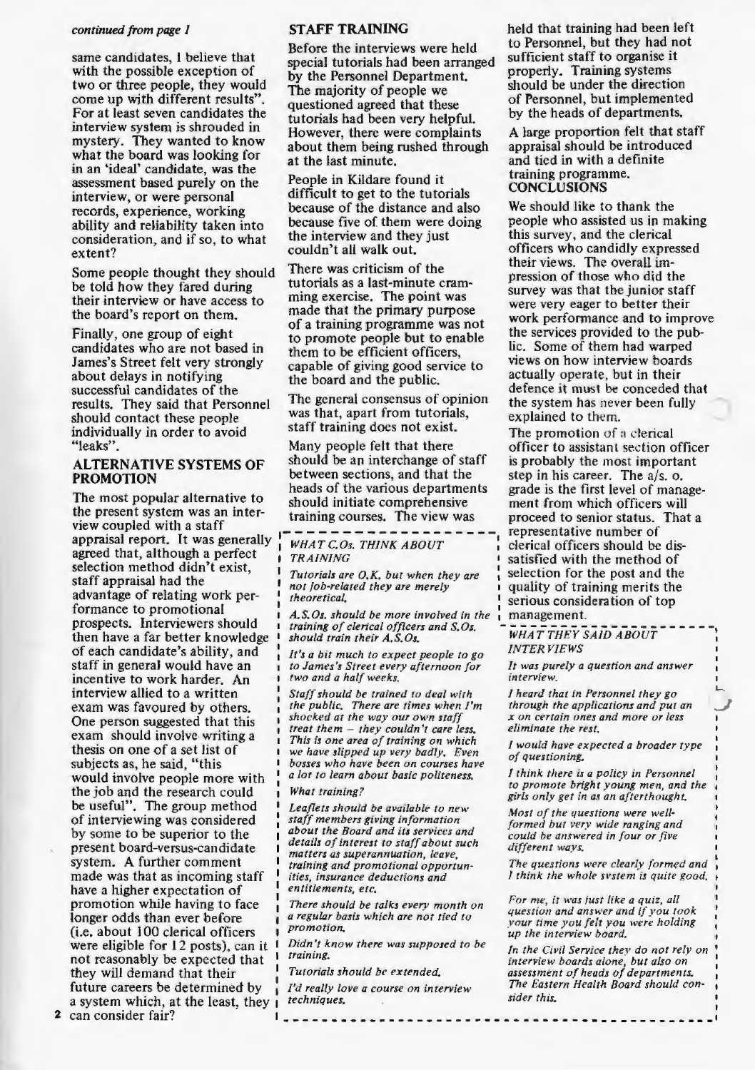*continued from page 1*

same candidates, I believe that with the possible exception of two or three people, they would come up with different results". For at least seven candidates the interview system is shrouded in mystery. They wanted to know what the board was looking for in an 'ideal' candidate, was the assessment based purely on the interview, or were personal records, experience, working ability and reliability taken into consideration, and if so, to what extent?

Some people thought they should be told how they fared during their interview or have access to the board's report on them.

Finally, one group of eight candidates who are not based in James's Street felt very strongly about delays in notifying successful candidates of the results. They said that Personnel should contact these people individually in order to avoid "leaks".

## ALTERNATIVE SYSTEMS OF PROMOTION

The most popular alternative to the present system was an interview coupled with a staff appraisal report. It was generally agreed that, although a perfect selection method didn't exist, staff appraisal had the advantage of relating work performance to promotional prospects. Interviewers should then have a far better knowledge of each candidate's ability, and staff in general would have an incentive to work harder. An interview allied to a written exam was favoured by others. One person suggested that this exam should involve writing a thesis on one of a set list of subjects as, he said, "this would involve people more with the job and the research could be useful". The group method of interviewing was considered by some to be superior to the present board-versus-candidate system. A further comment made was that as incoming staff have a higher expectation of promotion while having to face longer odds than ever before (i.e. about 100 clerical officers were eligible for 12 posts), can it not reasonably be expected that they will demand that their future careers be determined by a system which, at the least, they can consider fair?

## STAFF TRAINING

Before the interviews were held special tutorials had been arranged by the Personnel Department. The majority of people we questioned agreed that these tutorials had been very helpful. However, there were complaints about them being rushed through at the last minute.

People in Kildare found it difficult to get to the tutorials because of the distance and also because five of them were doing the interview and they just couldn't all walk out.

There was criticism of the tutorials as a last-minute cramming exercise. The point was made that the primary purpose of a training programme was not to promote people but to enable them to be efficient officers, capable of giving good service to the board and the public.

The general consensus of opinion was that, apart from tutorials, staff training does not exist.

Many people felt that there should be an interchange of staff between sections, and that the heads of the various departments should initiate comprehensive training courses. The view was held that training had been left to Personnel, but they had not sufficient staff to organise it properly. Training systems should be under the direction of Personnel, but implemented by the heads of departments.

A large proportion felt that staff appraisal should be introduced and tied in with a definite training programme.

### *WHAT C.Os. THINK ABOUT TRAINING*

*Tutorials are O.K. but when they are not job-related they are merely theoretical.*

*A.S.Os. should be more involved in the training of clerical officers and S.Os. should train their A.S.Os.*

*It's a bit much to expect people to go to James's Street every afternoon for two and a half weeks.*

*Staff should be trained to deal with the public. There are times when I'm shocked at the way our own staff treat them – they couldn't care less. This is one area of training on which we have slipped up very badly. Even bosses who have been on courses have a lot to learn about basic politeness.*

*What training?*

*Leaflets should be available to new staff members giving information about the Board and its services and details of interest to staff about such matters as superannuation, leave, training and promotional opportunities, insurance deductions and entitlements, etc.*

*There should be talks every month on a regular basis which are not tied to promotion.*

*Didn't know there was supposed to be training.*

*Tutorials should be extended.*

*I'd really love a course on interview techniques.*

## CONCLUSIONS

We should like to thank the people who assisted us in making this survey, and the clerical officers who candidly expressed their views. The overall impression of those who did the survey was that the junior staff were very eager to better their work performance and to improve the services provided to the public. Some of them had warped views on how interview boards actually operate, but in their defence it must be conceded that the system has never been fully explained to them.

The promotion of a clerical officer to assistant section officer is probably the most important step in his career. The a/s. o. grade is the first level of management from which officers will proceed to senior status. That a representative number of clerical officers should be dissatisfied with the method of selection for the post and the quality of training merits the serious consideration of top management.

### *WHAT THEY SAID ABOUT INTERVIEWS*

*It was purely a question and answer interview.*

*I heard that in Personnel they go through the applications and put an x on certain ones and more or less eliminate the rest.*

*I would have expected a broader type of questioning.*

*I think there is a policy in Personnel to promote bright young men, and the girls only get in as an afterthought.*

*Most of the questions were well-formed but very wide ranging and could be answered in four or five different ways.*

*The questions were clearly formed and I think the whole system is quite good.*

*For me, it was just like a quiz, all question and answer and if you took your time you felt you were holding up the interview board.*

*In the Civil Service they do not rely on interview boards alone, but also on assessment of heads of departments. The Eastern Health Board should consider this.*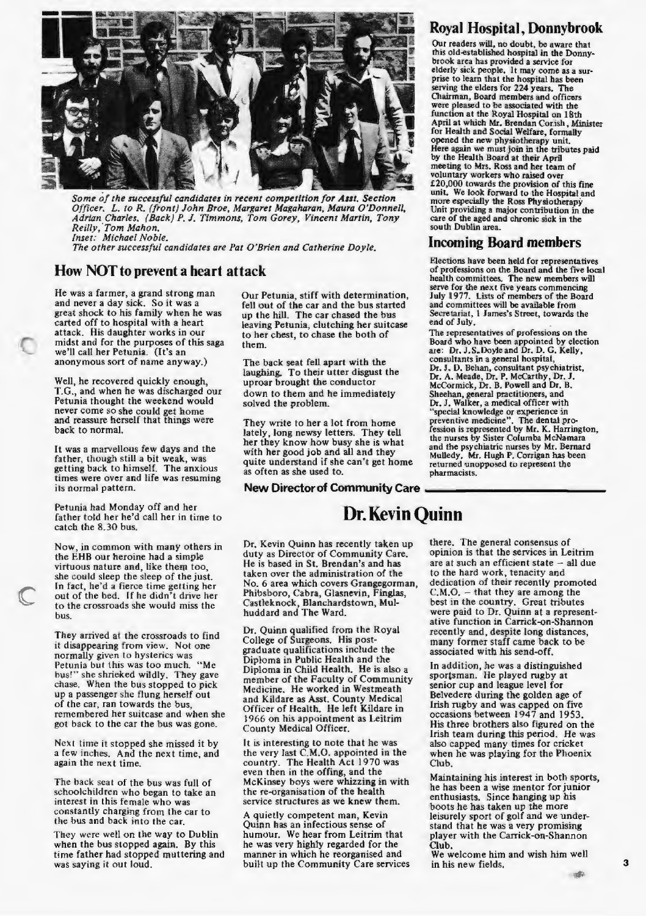*Some of the successful candidates in recent competition for Asst. Section Officer. L. to R. (front) John Broe, Margaret Magaharan, Maura O'Donnell, Adrian Charles. (Back) P. J. Timmons, Tom Gorey, Vincent Martin, Tony Reilly, Tom Mahon.*
*Inset: Michael Noble.*
*The other successful candidates are Pat O'Brien and Catherine Doyle.*

## How NOT to prevent a heart attack

He was a farmer, a grand strong man and never a day sick. So it was a great shock to his family when he was carted off to hospital with a heart attack. His daughter works in our midst and for the purposes of this saga we'll call her Petunia. (It's an anonymous sort of name anyway.)

Well, he recovered quickly enough, T.G., and when he was discharged our Petunia thought the weekend would never come so she could get home and reassure herself that things were back to normal.

It was a marvellous few days and the father, though still a bit weak, was getting back to himself. The anxious times were over and life was resuming its normal pattern.

Petunia had Monday off and her father told her he'd call her in time to catch the 8.30 bus.

Now, in common with many others in the EHB our heroine had a simple virtuous nature and, like them too, she could sleep the sleep of the just. In fact, he'd a fierce time getting her out of the bed. If he didn't drive her to the crossroads she would miss the bus.

They arrived at the crossroads to find it disappearing from view. Not one normally given to hysterics was Petunia but this was too much. "Me bus!" she shrieked wildly. They gave chase. When the bus stopped to pick up a passenger she flung herself out of the car, ran towards the bus, remembered her suitcase and when she got back to the car the bus was gone.

Next time it stopped she missed it by a few inches. And the next time, and again the next time.

The back seat of the bus was full of schoolchildren who began to take an interest in this female who was constantly charging from the car to the bus and back into the car.

They were well on the way to Dublin when the bus stopped again. By this time father had stopped muttering and was saying it out loud.

Our Petunia, stiff with determination, fell out of the car and the bus started up the hill. The car chased the bus leaving Petunia, clutching her suitcase to her chest, to chase the both of them.

The back seat fell apart with the laughing. To their utter disgust the uproar brought the conductor down to them and he immediately solved the problem.

They write to her a lot from home lately, long newsy letters. They tell her they know how busy she is what with her good job and all and they quite understand if she can't get home as often as she used to.

## Royal Hospital, Donnybrook

Our readers will, no doubt, be aware that this old-established hospital in the Donnybrook area has provided a service for elderly sick people. It may come as a surprise to learn that the hospital has been serving the elders for 224 years. The Chairman, Board members and officers were pleased to be associated with the function at the Royal Hospital on 18th April at which Mr. Brendan Corish, Minister for Health and Social Welfare, formally opened the new physiotherapy unit. Here again we must join in the tributes paid by the Health Board at their April meeting to Mrs. Ross and her team of voluntary workers who raised over £20,000 towards the provision of this fine unit. We look forward to the Hospital and more especially the Ross Physiotherapy Unit providing a major contribution in the care of the aged and chronic sick in the south Dublin area.

## Incoming Board members

Elections have been held for representatives of professions on the Board and the five local health committees. The new members will serve for the next five years commencing July 1977. Lists of members of the Board and committees will be available from Secretariat, 1 James's Street, towards the end of July.

The representatives of professions on the Board who have been appointed by election are: Dr. J. S. Doyle and Dr. D. G. Kelly, consultants in a general hospital, Dr. J. D. Behan, consultant psychiatrist, Dr. A. Meade, Dr. P. McCarthy, Dr. J. McCormick, Dr. B. Powell and Dr. B. Sheehan, general practitioners, and Dr. J. Walker, a medical officer with "special knowledge or experience in preventive medicine". The dental profession is represented by Mr. K. Harrington, the nurses by Sister Columba McNamara and the psychiatric nurses by Mr. Bernard Mulledy. Mr. Hugh P. Corrigan has been returned unopposed to represent the pharmacists.

**New Director of Community Care**

# Dr. Kevin Quinn

Dr. Kevin Quinn has recently taken up duty as Director of Community Care. He is based in St. Brendan's and has taken over the administration of the No. 6 area which covers Grangegorman, Phibsboro, Cabra, Glasnevin, Finglas, Castleknock, Blanchardstown, Mulhuddard and The Ward.

Dr. Quinn qualified from the Royal College of Surgeons. His post-graduate qualifications include the Diploma in Public Health and the Diploma in Child Health. He is also a member of the Faculty of Community Medicine. He worked in Westmeath and Kildare as Asst. County Medical Officer of Health. He left Kildare in 1966 on his appointment as Leitrim County Medical Officer.

It is interesting to note that he was the very last C.M.O. appointed in the country. The Health Act 1970 was even then in the offing, and the McKinsey boys were whizzing in with the re-organisation of the health service structures as we knew them.

A quietly competent man, Kevin Quinn has an infectious sense of humour. We hear from Leitrim that he was very highly regarded for the manner in which he reorganised and built up the Community Care services there. The general consensus of opinion is that the services in Leitrim are at such an efficient state – all due to the hard work, tenacity and dedication of their recently promoted C.M.O. – that they are among the best in the country. Great tributes were paid to Dr. Quinn at a representative function in Carrick-on-Shannon recently and, despite long distances, many former staff came back to be associated with his send-off.

In addition, he was a distinguished sportsman. He played rugby at senior cup and league level for Belvedere during the golden age of Irish rugby and was capped on five occasions between 1947 and 1953. His three brothers also figured on the Irish team during this period. He was also capped many times for cricket when he was playing for the Phoenix Club.

Maintaining his interest in both sports, he has been a wise mentor for junior enthusiasts. Since hanging up his boots he has taken up the more leisurely sport of golf and we understand that he was a very promising player with the Carrick-on-Shannon Club.

We welcome him and wish him well in his new fields.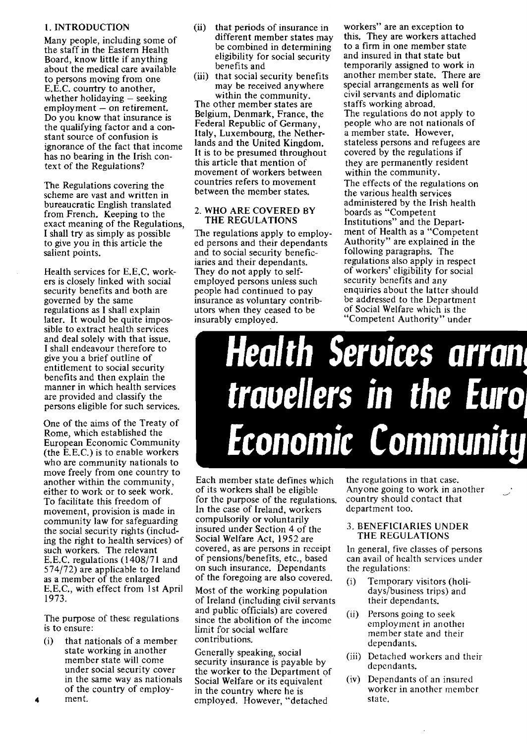# Health Services arran[g]... travellers in the Euro[pean] Economic Community

## 1. INTRODUCTION

Many people, including some of the staff in the Eastern Health Board, know little if anything about the medical care available to persons moving from one E.E.C. country to another, whether holidaying – seeking employment – on retirement. Do you know that insurance is the qualifying factor and a constant source of confusion is ignorance of the fact that income has no bearing in the Irish context of the Regulations?

The Regulations covering the scheme are vast and written in bureaucratic English translated from French. Keeping to the exact meaning of the Regulations, I shall try as simply as possible to give you in this article the salient points.

Health services for E.E.C. workers is closely linked with social security benefits and both are governed by the same regulations as I shall explain later. It would be quite impossible to extract health services and deal solely with that issue. I shall endeavour therefore to give you a brief outline of entitlement to social security benefits and then explain the manner in which health services are provided and classify the persons eligible for such services.

One of the aims of the Treaty of Rome, which established the European Economic Community (the E.E.C.) is to enable workers who are community nationals to move freely from one country to another within the community, either to work or to seek work. To facilitate this freedom of movement, provision is made in community law for safeguarding the social security rights (including the right to health services) of such workers. The relevant E.E.C. regulations (1408/71 and 574/72) are applicable to Ireland as a member of the enlarged E.E.C., with effect from 1st April 1973.

The purpose of these regulations is to ensure:

(i) that nationals of a member state working in another member state will come under social security cover in the same way as nationals of the country of employment.

(ii) that periods of insurance in different member states may be combined in determining eligibility for social security benefits and

(iii) that social security benefits may be received anywhere within the community.

The other member states are Belgium, Denmark, France, the Federal Republic of Germany, Italy, Luxembourg, the Netherlands and the United Kingdom. It is to be presumed throughout this article that mention of movement of workers between countries refers to movement between the member states.

## 2. WHO ARE COVERED BY THE REGULATIONS

The regulations apply to employed persons and their dependants and to social security beneficiaries and their dependants. They do not apply to self-employed persons unless such people had continued to pay insurance as voluntary contributors when they ceased to be insurably employed.

Each member state defines which of its workers shall be eligible for the purpose of the regulations. In the case of Ireland, workers compulsorily or voluntarily insured under Section 4 of the Social Welfare Act, 1952 are covered, as are persons in receipt of pensions/benefits, etc., based on such insurance. Dependants of the foregoing are also covered.

Most of the working population of Ireland (including civil servants and public officials) are covered since the abolition of the income limit for social welfare contributions.

Generally speaking, social security insurance is payable by the worker to the Department of Social Welfare or its equivalent in the country where he is employed. However, "detached workers" are an exception to this. They are workers attached to a firm in one member state and insured in that state but temporarily assigned to work in another member state. There are special arrangements as well for civil servants and diplomatic staffs working abroad.

The regulations do not apply to people who are not nationals of a member state. However, stateless persons and refugees are covered by the regulations if they are permanently resident within the community.

The effects of the regulations on the various health services administered by the Irish health boards as "Competent Institutions" and the Department of Health as a "Competent Authority" are explained in the following paragraphs. The regulations also apply in respect of workers' eligibility for social security benefits and any enquiries about the latter should be addressed to the Department of Social Welfare which is the "Competent Authority" under the regulations in that case. Anyone going to work in another country should contact that department too.

## 3. BENEFICIARIES UNDER THE REGULATIONS

In general, five classes of persons can avail of health services under the regulations:

(i) Temporary visitors (holidays/business trips) and their dependants.

(ii) Persons going to seek employment in another member state and their dependants.

(iii) Detached workers and their dependants.

(iv) Dependants of an insured worker in another member state.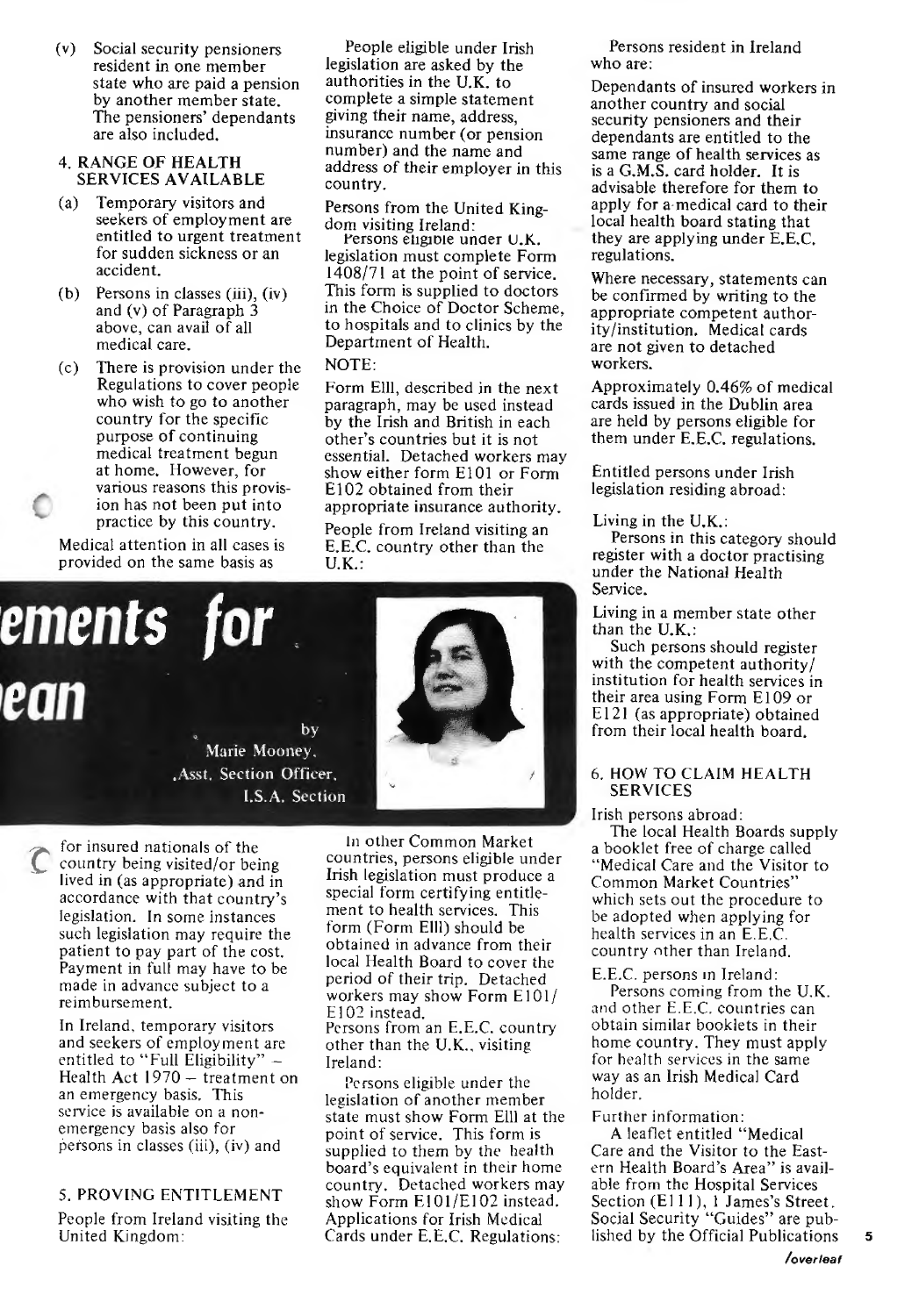(v) Social security pensioners resident in one member state who are paid a pension by another member state. The pensioners' dependants are also included.

## 4. RANGE OF HEALTH SERVICES AVAILABLE

(a) Temporary visitors and seekers of employment are entitled to urgent treatment for sudden sickness or an accident.

(b) Persons in classes (iii), (iv) and (v) of Paragraph 3 above, can avail of all medical care.

(c) There is provision under the Regulations to cover people who wish to go to another country for the specific purpose of continuing medical treatment begun at home. However, for various reasons this provision has not been put into practice by this country.

Medical attention in all cases is provided on the same basis as for insured nationals of the country being visited/or being lived in (as appropriate) and in accordance with that country's legislation. In some instances such legislation may require the patient to pay part of the cost. Payment in full may have to be made in advance subject to a reimbursement.

In Ireland, temporary visitors and seekers of employment are entitled to "Full Eligibility" – Health Act 1970 – treatment on an emergency basis. This service is available on a non-emergency basis also for persons in classes (iii), (iv) and

# ...ements for ...ean

by
Marie Mooney,
Asst. Section Officer,
I.S.A. Section

## 5. PROVING ENTITLEMENT

People from Ireland visiting the United Kingdom:

People eligible under Irish legislation are asked by the authorities in the U.K. to complete a simple statement giving their name, address, insurance number (or pension number) and the name and address of their employer in this country.

Persons from the United Kingdom visiting Ireland:

Persons eligible under U.K. legislation must complete Form 1408/71 at the point of service. This form is supplied to doctors in the Choice of Doctor Scheme, to hospitals and to clinics by the Department of Health.

NOTE:

Form Elll, described in the next paragraph, may be used instead by the Irish and British in each other's countries but it is not essential. Detached workers may show either form E101 or Form E102 obtained from their appropriate insurance authority.

People from Ireland visiting an E.E.C. country other than the U.K.:

In other Common Market countries, persons eligible under Irish legislation must produce a special form certifying entitlement to health services. This form (Form Elll) should be obtained in advance from their local Health Board to cover the period of their trip. Detached workers may show Form E101/E102 instead.

Persons from an E.E.C. country other than the U.K., visiting Ireland:

Persons eligible under the legislation of another member state must show Form Elll at the point of service. This form is supplied to them by the health board's equivalent in their home country. Detached workers may show Form E101/E102 instead.

Applications for Irish Medical Cards under E.E.C. Regulations:

Persons resident in Ireland who are:

Dependants of insured workers in another country and social security pensioners and their dependants are entitled to the same range of health services as is a G.M.S. card holder. It is advisable therefore for them to apply for a medical card to their local health board stating that they are applying under E.E.C. regulations.

Where necessary, statements can be confirmed by writing to the appropriate competent authority/institution. Medical cards are not given to detached workers.

Approximately 0.46% of medical cards issued in the Dublin area are held by persons eligible for them under E.E.C. regulations.

Entitled persons under Irish legislation residing abroad:

Living in the U.K.:

Persons in this category should register with a doctor practising under the National Health Service.

Living in a member state other than the U.K.:

Such persons should register with the competent authority/institution for health services in their area using Form E109 or E121 (as appropriate) obtained from their local health board.

## 6. HOW TO CLAIM HEALTH SERVICES

Irish persons abroad:

The local Health Boards supply a booklet free of charge called "Medical Care and the Visitor to Common Market Countries" which sets out the procedure to be adopted when applying for health services in an E.E.C. country other than Ireland.

E.E.C. persons in Ireland:

Persons coming from the U.K. and other E.E.C. countries can obtain similar booklets in their home country. They must apply for health services in the same way as an Irish Medical Card holder.

Further information:

A leaflet entitled "Medical Care and the Visitor to the Eastern Health Board's Area" is available from the Hospital Services Section (E111), 1 James's Street. Social Security "Guides" are published by the Official Publications

*/overleaf*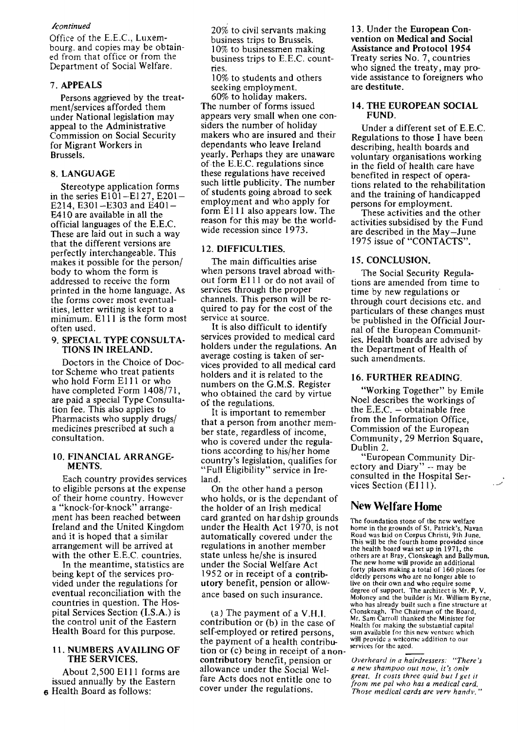*/continued*

Office of the E.E.C., Luxembourg, and copies may be obtained from that office or from the Department of Social Welfare.

## 7. APPEALS

Persons aggrieved by the treatment/services afforded them under National legislation may appeal to the Administrative Commission on Social Security for Migrant Workers in Brussels.

## 8. LANGUAGE

Stereotype application forms in the series E101–E127, E201–E214, E301–E303 and E401–E410 are available in all the official languages of the E.E.C. These are laid out in such a way that the different versions are perfectly interchangeable. This makes it possible for the person/body to whom the form is addressed to receive the form printed in the home language. As the forms cover most eventualities, letter writing is kept to a minimum. E111 is the form most often used.

## 9. SPECIAL TYPE CONSULTATIONS IN IRELAND.

Doctors in the Choice of Doctor Scheme who treat patients who hold Form E111 or who have completed Form 1408/71, are paid a special Type Consultation fee. This also applies to Pharmacists who supply drugs/medicines prescribed at such a consultation.

## 10. FINANCIAL ARRANGEMENTS.

Each country provides services to eligible persons at the expense of their home country. However a "knock-for-knock" arrangement has been reached between Ireland and the United Kingdom and it is hoped that a similar arrangement will be arrived at with the other E.E.C. countries.

In the meantime, statistics are being kept of the services provided under the regulations for eventual reconciliation with the countries in question. The Hospital Services Section (I.S.A.) is the control unit of the Eastern Health Board for this purpose.

## 11. NUMBERS AVAILING OF THE SERVICES.

About 2,500 E111 forms are issued annually by the Eastern Health Board as follows:

20% to civil servants making business trips to Brussels.
10% to businessmen making business trips to E.E.C. countries.
10% to students and others seeking employment.
60% to holiday makers.

The number of forms issued appears very small when one considers the number of holiday makers who are insured and their dependants who leave Ireland yearly. Perhaps they are unaware of the E.E.C. regulations since these regulations have received such little publicity. The number of students going abroad to seek employment and who apply for form E111 also appears low. The reason for this may be the worldwide recession since 1973.

## 12. DIFFICULTIES.

The main difficulties arise when persons travel abroad without form E111 or do not avail of services through the proper channels. This person will be required to pay for the cost of the service at source.

It is also difficult to identify services provided to medical card holders under the regulations. An average costing is taken of services provided to all medical card holders and it is related to the numbers on the G.M.S. Register who obtained the card by virtue of the regulations.

It is important to remember that a person from another member state, regardless of income, who is covered under the regulations according to his/her home country's legislation, qualifies for "Full Eligibility" service in Ireland.

On the other hand a person who holds, or is the dependant of the holder of an Irish medical card granted on hardship grounds under the Health Act 1970, is not automatically covered under the regulations in another member state unless he/she is insured under the Social Welfare Act 1952 or in receipt of a **contributory** benefit, pension or allowance based on such insurance.

(a) The payment of a V.H.I. contribution or (b) in the case of self-employed or retired persons, the payment of a health contribution or (c) being in receipt of a **non-contributory** benefit, pension or allowance under the Social Welfare Acts does not entitle one to cover under the regulations.

## 13.

Under the **European Convention on Medical and Social Assistance and Protocol 1954** Treaty series No. 7, countries who signed the treaty, may provide assistance to foreigners who are **destitute**.

## 14. THE EUROPEAN SOCIAL FUND.

Under a different set of E.E.C. Regulations to those I have been describing, health boards and voluntary organisations working in the field of health care have benefited in respect of operations related to the rehabilitation and the training of handicapped persons for employment.

These activities and the other activities subsidised by the Fund are described in the May–June 1975 issue of "CONTACTS".

## 15. CONCLUSION.

The Social Security Regulations are amended from time to time by new regulations or through court decisions etc. and particulars of these changes must be published in the Official Journal of the European Communities. Health boards are advised by the Department of Health of such amendments.

## 16. FURTHER READING.

"Working Together" by Emile Noel describes the workings of the E.E.C. – obtainable free from the Information Office, Commission of the European Community, 29 Merrion Square, Dublin 2.

"European Community Directory and Diary" – may be consulted in the Hospital Services Section (E111).

# New Welfare Home

The foundation stone of the new welfare home in the grounds of St. Patrick's, Navan Road was laid on Corpus Christi, 9th June. This will be the fourth home provided since the health board was set up in 1971, the others are at Bray, Clonskeagh and Ballymun. The new home will provide an additional forty places making a total of 160 places for elderly persons who are no longer able to live on their own and who require some degree of support. The architect is Mr. P. V. Moloney and the builder is Mr. William Byrne, who has already built such a fine structure at Clonskeagh. The Chairman of the Board, Mr. Sam Carroll thanked the Minister for Health for making the substantial capital sum available for this new venture which will provide a welcome addition to our services for the aged.

---

*Overheard in a hairdressers: "There's a new shampoo out now, it's only great. It costs three quid but I get it from me pal who has a medical card. Those medical cards are very handy."*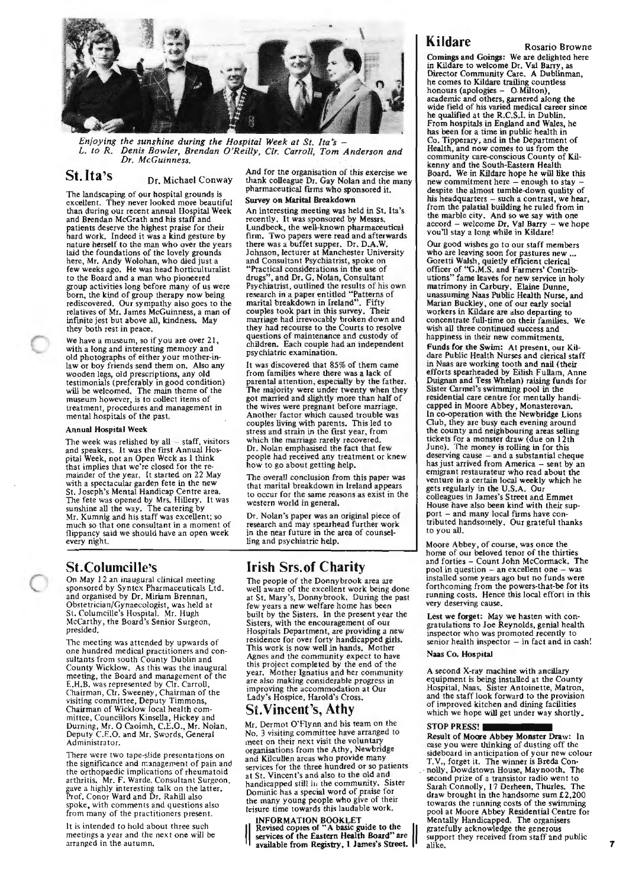*Enjoying the sunshine during the Hospital Week at St. Ita's – L. to R. Denis Bowler, Brendan O'Reilly, Clr. Carroll, Tom Anderson and Dr. McGuinness.*

## St. Ita's

Dr. Michael Conway

The landscaping of our hospital grounds is excellent. They never looked more beautiful than during our recent annual Hospital Week and Brendan McGrath and his staff and patients deserve the highest praise for their hard work. Indeed it was a kind gesture by nature herself to the man who over the years laid the foundations of the lovely grounds here, Mr. Andy Wolohan, who died just a few weeks ago. He was head horticulturalist to the Board and a man who pioneered group activities long before many of us were born, the kind of group therapy now being rediscovered. Our sympathy also goes to the relatives of Mr. James McGuinness, a man of infinite jest but above all, kindness. May they both rest in peace.

We have a museum, so if you are over 21, with a long and interesting memory and old photographs of either your mother-in-law or boy friends send them on. Also any wooden legs, old prescriptions, any old testimonials (preferably in good condition) will be welcomed. The main theme of the museum however, is to collect items of treatment, procedures and management in mental hospitals of the past.

**Annual Hospital Week**

The week was relished by all – staff, visitors and speakers. It was the first Annual Hospital Week, not an Open Week as I think that implies that we're closed for the remainder of the year. It started on 22 May with a spectacular garden fete in the new St. Joseph's Mental Handicap Centre area. The fete was opened by Mrs. Hillery. It was sunshine all the way. The catering by Mr. Kumnig and his staff was excellent; so much so that one consultant in a moment of flippancy said we should have an open week every night.

And for the organisation of this exercise we thank colleague Dr. Gay Nolan and the many pharmaceutical firms who sponsored it.

**Survey on Marital Breakdown**

An interesting meeting was held in St. Ita's recently. It was sponsored by Messrs. Lundbeck, the well-known pharmaceutical firm. Two papers were read and afterwards there was a buffet supper. Dr. D.A.W. Johnson, lecturer at Manchester University and Consultant Psychiatrist, spoke on "Practical considerations in the use of drugs", and Dr. G. Nolan, Consultant Psychiatrist, outlined the results of his own research in a paper entitled "Patterns of marital breakdown in Ireland". Fifty couples took part in this survey. Their marriage had irrevocably broken down and they had recourse to the Courts to resolve questions of maintenance and custody of children. Each couple had an independent psychiatric examination.

It was discovered that 85% of them came from families where there was a lack of parental attention, especially by the father. The majority were under twenty when they got married and slightly more than half of the wives were pregnant before marriage. Another factor which caused trouble was couples living with parents. This led to stress and strain in the first year, from which the marriage rarely recovered. Dr. Nolan emphasised the fact that few people had received any treatment or knew how to go about getting help.

The overall conclusion from this paper was that marital breakdown in Ireland appears to occur for the same reasons as exist in the western world in general.

Dr. Nolan's paper was an original piece of research and may spearhead further work in the near future in the area of counselling and psychiatric help.

## St. Columcille's

On May 12 an inaugural clinical meeting sponsored by Syntex Pharmaceuticals Ltd. and organised by Dr. Miriam Brennan, Obstetrician/Gynaecologist, was held at St. Columcille's Hospital. Mr. Hugh McCarthy, the Board's Senior Surgeon, presided.

The meeting was attended by upwards of one hundred medical practitioners and consultants from south County Dublin and County Wicklow. As this was the inaugural meeting, the Board and management of the E.H.B. was represented by Clr. Carroll, Chairman, Clr. Sweeney, Chairman of the visiting committee, Deputy Timmons, Chairman of Wicklow local health committee, Councillors Kinsella, Hickey and Durning, Mr. O Caoimh, C.E.O., Mr. Nolan, Deputy C.E.O. and Mr. Swords, General Administrator.

There were two tape-slide presentations on the significance and management of pain and the orthopaedic implications of rheumatoid arthritis. Mr. F. Warde, Consultant Surgeon, gave a highly interesting talk on the latter. Prof. Conor Ward and Dr. Rahill also spoke, with comments and questions also from many of the practitioners present.

It is intended to hold about three such meetings a year and the next one will be arranged in the autumn.

## Irish Srs. of Charity

The people of the Donnybrook area are well aware of the excellent work being done at St. Mary's, Donnybrook. During the past few years a new welfare home has been built by the Sisters. In the present year the Sisters, with the encouragement of our Hospitals Department, are providing a new residence for over forty handicapped girls. This work is now well in hands. Mother Agnes and the community expect to have this project completed by the end of the year. Mother Ignatius and her community are also making considerable progress in improving the accommodation at Our Lady's Hospice, Harold's Cross.

## St. Vincent's, Athy

Mr. Dermot O'Flynn and his team on the No. 3 visiting committee have arranged to meet on their next visit the voluntary organisations from the Athy, Newbridge and Kilcullen areas who provide many services for the three hundred or so patients at St. Vincent's and also to the old and handicapped still in the community. Sister Dominic has a special word of praise for the many young people who give of their leisure time towards this laudable work.

**INFORMATION BOOKLET**
**Revised copies of "A basic guide to the services of the Eastern Health Board" are available from Registry, 1 James's Street.**

## Kildare

Rosario Browne

**Comings and Goings:** We are delighted here in Kildare to welcome Dr. Val Barry, as Director Community Care. A Dublinman, he comes to Kildare trailing countless honours (apologies – O Milton), academic and others, garnered along the wide field of his varied medical career since he qualified at the R.C.S.I. in Dublin. From hospitals in England and Wales, he has been for a time in public health in Co. Tipperary, and in the Department of Health, and now comes to us from the community care-conscious County of Kilkenny and the South-Eastern Health Board. We in Kildare hope he will like this new commitment here – enough to stay – despite the almost tumble-down quality of his headquarters – such a contrast, we hear, from the palatial building he ruled from in the marble city. And so we say with one accord – welcome Dr. Val Barry – we hope you'll stay a long while in Kildare!

Our good wishes go to our staff members who are leaving soon for pastures new ... Goretti Walsh, quietly efficient clerical officer of "G.M.S. and Farmers' Contributions" fame leaves for new service in holy matrimony in Carbury. Elaine Dunne, unassuming Naas Public Health Nurse, and Marian Buckley, one of our early social workers in Kildare are also departing to concentrate full-time on their families. We wish all three continued success and happiness in their new commitments.

**Funds for the Swim:** At present, our Kildare Public Health Nurses and clerical staff in Naas are working tooth and nail (their efforts spearheaded by Eilish Fullam, Anne Duignan and Tess Whelan) raising funds for Sister Carmel's swimming pool in the residential care centre for mentally handicapped in Moore Abbey, Monasterevan. In co-operation with the Newbridge Lions Club, they are busy each evening around the county and neighbouring areas selling tickets for a monster draw (due on 12th June). The money is rolling in for this deserving cause – and a substantial cheque has just arrived from America – sent by an emigrant restaurateur who read about the venture in a certain local weekly which he gets regularly in the U.S.A. Our colleagues in James's Street and Emmet House have also been kind with their support – and many local firms have contributed handsomely. Our grateful thanks to you all.

Moore Abbey, of course, was once the home of our beloved tenor of the thirties and forties – Count John McCormack. The pool in question – an excellent one – was installed some years ago but no funds were forthcoming from the powers-that-be for its running costs. Hence this local effort in this very deserving cause.

**Lest we forget:** May we hasten with congratulations to Joe Reynolds, genial health inspector who was promoted recently to senior health inspector – in fact and in cash!

**Naas Co. Hospital**

A second X-ray machine with ancillary equipment is being installed at the County Hospital, Naas. Sister Antoinette, Matron, and the staff look forward to the provision of improved kitchen and dining facilities which we hope will get under way shortly.

**STOP PRESS!**

**Result of Moore Abbey Monster Draw:** In case you were thinking of dusting off the sideboard in anticipation of your new colour T.V., forget it. The winner is Breda Connolly, Dowdstown House, Maynooth. The second prize of a transistor radio went to Sarah Connolly, 17 Derheen, Thurles. The draw brought in the handsome sum £2,200 towards the running costs of the swimming pool at Moore Abbey Residential Centre for Mentally Handicapped. The organisers gratefully acknowledge the generous support they received from staff and public alike.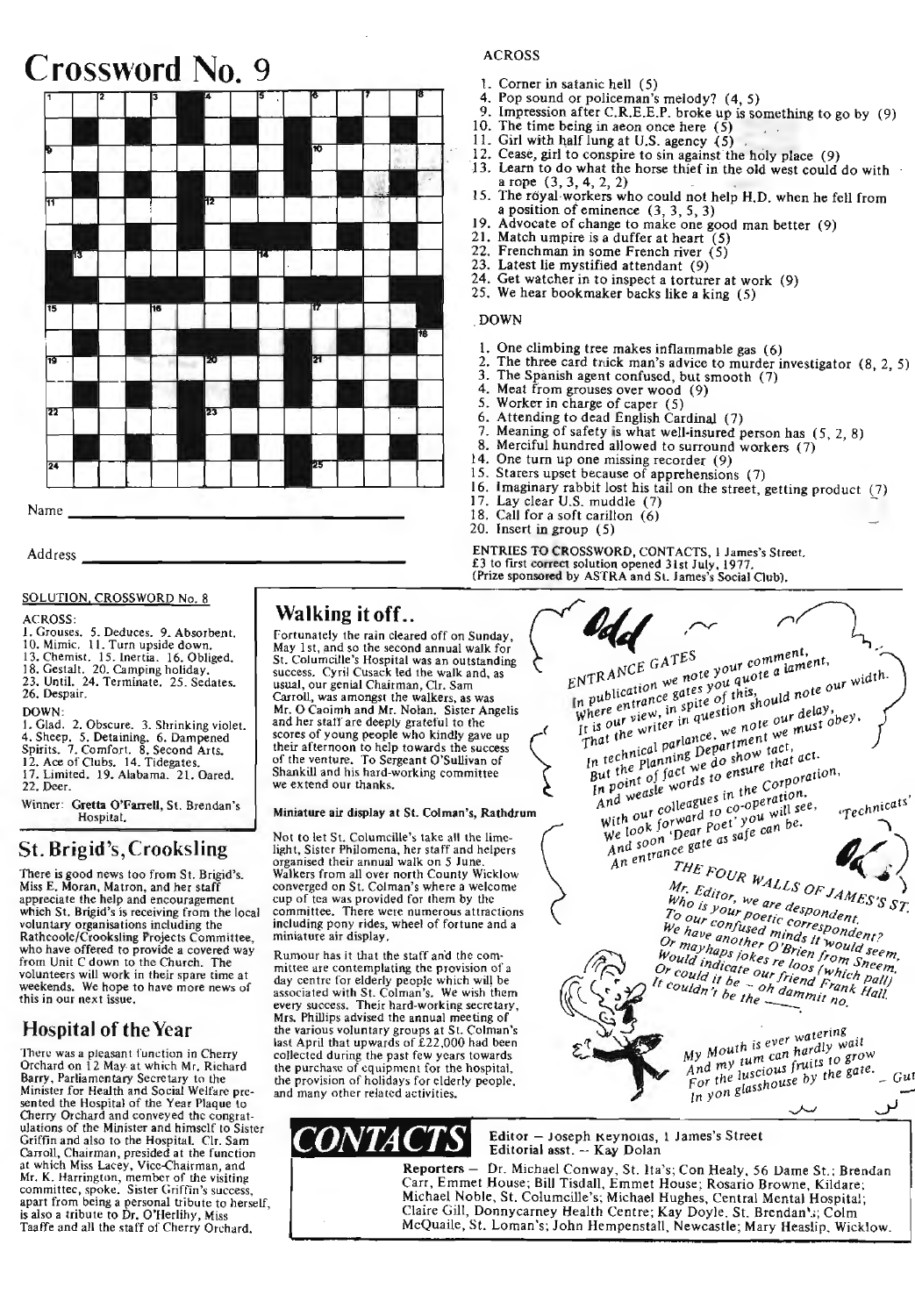# Crossword No. 9

Name ______________________

Address ______________________

## ACROSS

1. Corner in satanic hell (5)
4. Pop sound or policeman's melody? (4, 5)
9. Impression after C.R.E.E.P. broke up is something to go by (9)
10. The time being in aeon once here (5)
11. Girl with half lung at U.S. agency (5)
12. Cease, girl to conspire to sin against the holy place (9)
13. Learn to do what the horse thief in the old west could do with a rope (3, 3, 4, 2, 2)
15. The royal workers who could not help H.D. when he fell from a position of eminence (3, 3, 5, 3)
19. Advocate of change to make one good man better (9)
21. Match umpire is a duffer at heart (5)
22. Frenchman in some French river (5)
23. Latest lie mystified attendant (9)
24. Get watcher in to inspect a torturer at work (9)
25. We hear bookmaker backs like a king (5)

## DOWN

1. One climbing tree makes inflammable gas (6)
2. The three card trick man's advice to murder investigator (8, 2, 5)
3. The Spanish agent confused, but smooth (7)
4. Meat from grouses over wood (9)
5. Worker in charge of caper (5)
6. Attending to dead English Cardinal (7)
7. Meaning of safety is what well-insured person has (5, 2, 8)
8. Merciful hundred allowed to surround workers (7)
14. One turn up one missing recorder (9)
15. Starers upset because of apprehensions (7)
16. Imaginary rabbit lost his tail on the street, getting product (7)
17. Lay clear U.S. muddle (7)
18. Call for a soft carillon (6)
20. Insert in group (5)

ENTRIES TO CROSSWORD, CONTACTS, 1 James's Street.
£3 to first correct solution opened 31st July, 1977.
(Prize sponsored by ASTRA and St. James's Social Club).

## SOLUTION, CROSSWORD No. 8

ACROSS:
1. Grouses. 5. Deduces. 9. Absorbent. 10. Mimic. 11. Turn upside down. 13. Chemist. 15. Inertia. 16. Obliged. 18. Gestalt. 20. Camping holiday. 23. Until. 24. Terminate. 25. Sedates. 26. Despair.

DOWN:
1. Glad. 2. Obscure. 3. Shrinking violet. 4. Sheep. 5. Detaining. 6. Dampened Spirits. 7. Comfort. 8. Second Arts. 12. Ace of Clubs. 14. Tidegates. 17. Limited. 19. Alabama. 21. Oared. 22. Deer.

Winner: **Gretta O'Farrell**, St. Brendan's Hospital.

## St. Brigid's, Crooksling

There is good news too from St. Brigid's. Miss E. Moran, Matron, and her staff appreciate the help and encouragement which St. Brigid's is receiving from the local voluntary organisations including the Rathcoole/Crooksling Projects Committee, who have offered to provide a covered way from Unit C down to the Church. The volunteers will work in their spare time at weekends. We hope to have more news of this in our next issue.

## Hospital of the Year

There was a pleasant function in Cherry Orchard on 12 May at which Mr. Richard Barry, Parliamentary Secretary to the Minister for Health and Social Welfare presented the Hospital of the Year Plaque to Cherry Orchard and conveyed the congratulations of the Minister and himself to Sister Griffin and also to the Hospital. Clr. Sam Carroll, Chairman, presided at the function at which Miss Lacey, Vice-Chairman, and Mr. K. Harrington, member of the visiting committee, spoke. Sister Griffin's success, apart from being a personal tribute to herself, is also a tribute to Dr. O'Herlihy, Miss Taaffe and all the staff of Cherry Orchard.

## Walking it off..

Fortunately the rain cleared off on Sunday, May 1st, and so the second annual walk for St. Columcille's Hospital was an outstanding success. Cyril Cusack led the walk and, as usual, our genial Chairman, Clr. Sam Carroll, was amongst the walkers, as was Mr. O Caoimh and Mr. Nolan. Sister Angelis and her staff are deeply grateful to the scores of young people who kindly gave up their afternoon to help towards the success of the venture. To Sergeant O'Sullivan of Shankill and his hard-working committee we extend our thanks.

### Miniature air display at St. Colman's, Rathdrum

Not to let St. Columcille's take all the limelight, Sister Philomena, her staff and helpers organised their annual walk on 5 June. Walkers from all over north County Wicklow converged on St. Colman's where a welcome cup of tea was provided for them by the committee. There were numerous attractions including pony rides, wheel of fortune and a miniature air display.

Rumour has it that the staff and the committee are contemplating the provision of a day centre for elderly people which will be associated with St. Colman's. We wish them every success. Their hard-working secretary, Mrs. Phillips advised the annual meeting of the various voluntary groups at St. Colman's last April that upwards of £22,000 had been collected during the past few years towards the purchase of equipment for the hospital, the provision of holidays for elderly people, and many other related activities.

*Odd*

ENTRANCE GATES

In publication we note your comment,
Where entrance gates you quote a lament,
It is our view, in spite of this,
That the writer in question should note our width.
In technical parlance, we note our delay,
But the Planning Department we must obey.
In point of fact we do show tact,
And weasle words to ensure that act.
With our colleagues in the Corporation,
We look forward to co-operation.
And soon 'Dear Poet' you will see,
An entrance gate as safe can be.

'Technicats'

*Ode*

THE FOUR WALLS OF JAMES'S ST.

Mr. Editor, we are despondent,
Who is your poetic correspondent?
To our confused minds it would seem,
We have another O'Brien from Sneem,
Or mayhaps jokes re loos (which pall)
Would indicate our friend Frank Hall.
Or could it be – oh dammit no,
It couldn't be the ——.

My Mouth is ever watering
And my tum can hardly wait
For the luscious fruits to grow
In yon glasshouse by the gate.

– Gut

# CONTACTS

Editor – Joseph Reynolds, 1 James's Street
Editorial asst. – Kay Dolan

Reporters – Dr. Michael Conway, St. Ita's; Con Healy, 56 Dame St.; Brendan Carr, Emmet House; Bill Tisdall, Emmet House; Rosario Browne, Kildare; Michael Noble, St. Columcille's; Michael Hughes, Central Mental Hospital; Claire Gill, Donnycarney Health Centre; Kay Doyle, St. Brendan's; Colm McQuaile, St. Loman's; John Hempenstall, Newcastle; Mary Heaslip, Wicklow.